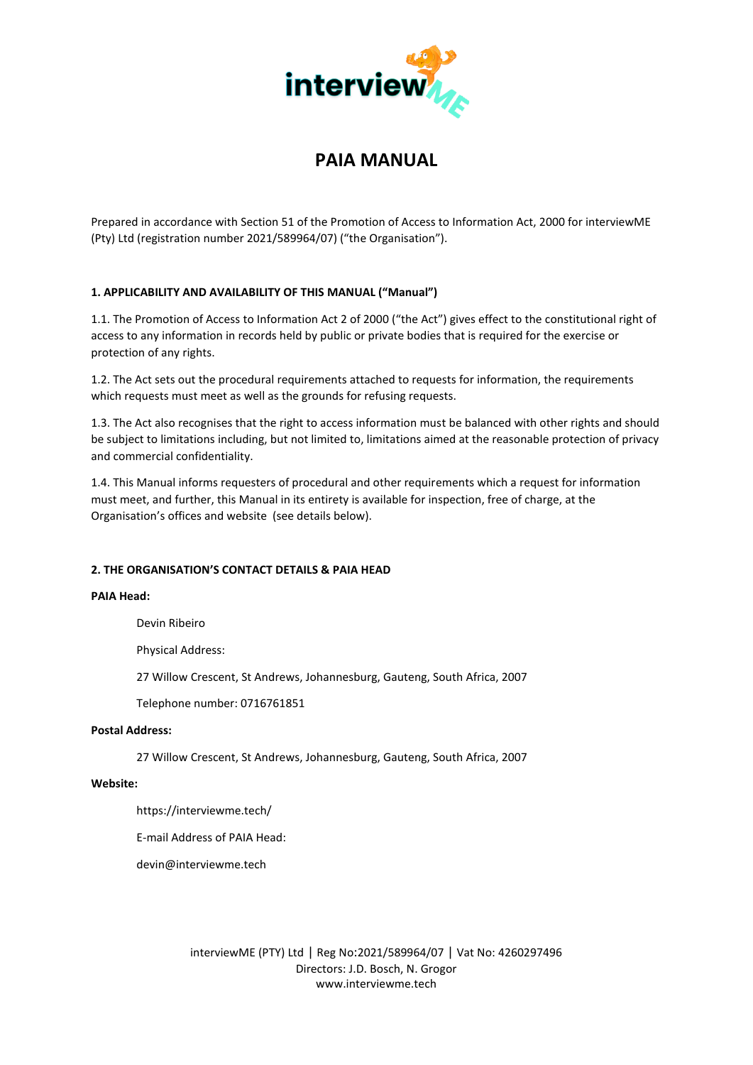# PAIA MANUAL

Prepared in accordance with Section 51 of the Promotion of Access to Information Act, 2000 for interviewME (Pty) Ltd (registration number 2021/589964/07) ("the Organisation").

## 1. APPLICABILITY AND AVAILABILITY OF THIS MANUAL ("Manual")

1.1. The Promotion of Access to Information Act 2 of 2000 ("the Act") gives effect to the constitutional right of access to any information in records held by public or private bodies that is required for the exercise or protection of any rights.

1.2. The Act sets out the procedural requirements attached to requests for information, the requirements which requests must meet as well as the grounds for refusing requests.

1.3. The Act also recognises that the right to access information must be balanced with other rights and should be subject to limitations including, but not limited to, limitations aimed at the reasonable protection of privacy and commercial confidentiality.

1.4. This Manual informs requesters of procedural and other requirements which a request for information must meet, and further, this Manual in its entirety is available for inspection, free of charge, at the Organisation's offices and website (see details below).

## 2. THE ORGANISATION'S CONTACT DETAILS & PAIA HEAD

**PAIA Head:**

Devin Ribeiro

Physical Address:

27 Willow Crescent, St Andrews, Johannesburg, Gauteng, South Africa, 2007

Telephone number: 0716761851

**Postal Address:**

27 Willow Crescent, St Andrews, Johannesburg, Gauteng, South Africa, 2007

**Website:**

https://interviewme.tech/

E-mail Address of PAIA Head:

devin@interviewme.tech

interviewME (PTY) Ltd | Reg No:2021/589964/07 | Vat No: 4260297496
Directors: J.D. Bosch, N. Grogor
www.interviewme.tech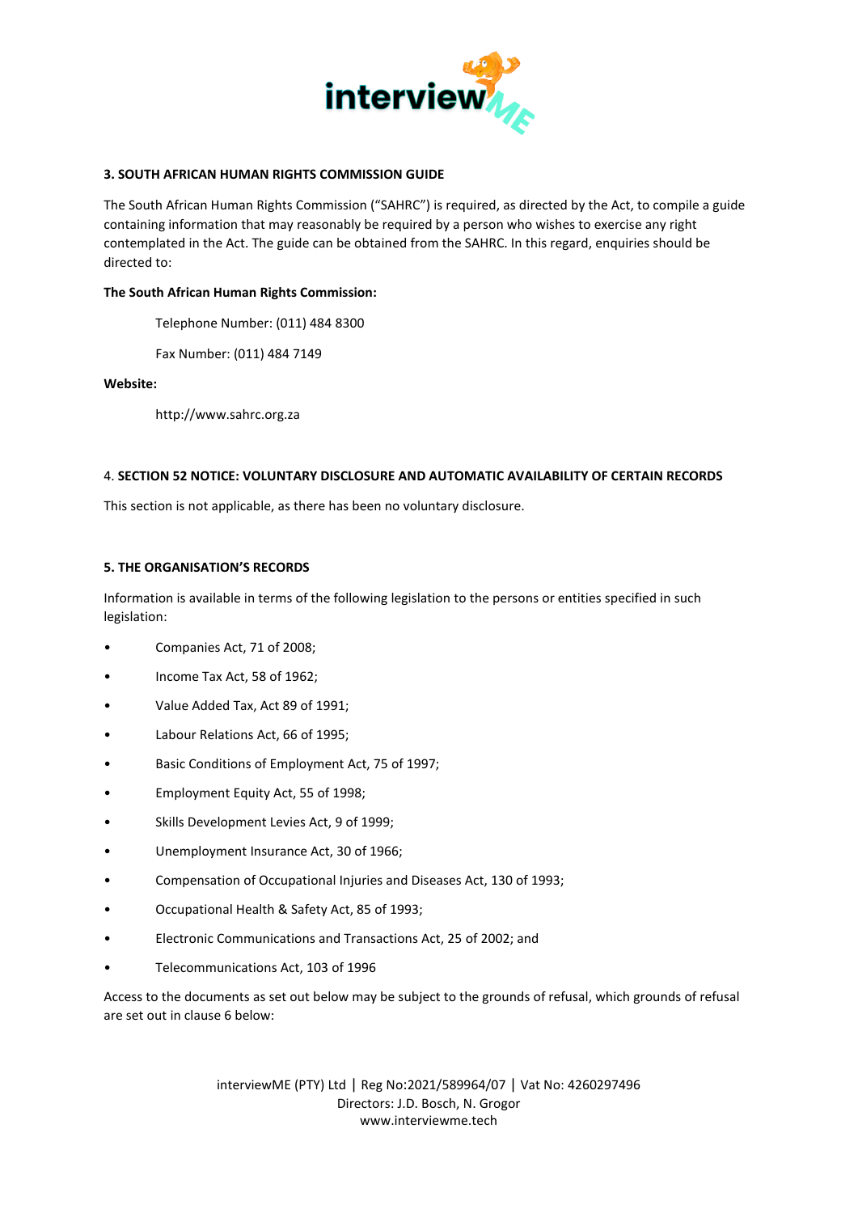**3. SOUTH AFRICAN HUMAN RIGHTS COMMISSION GUIDE**

The South African Human Rights Commission ("SAHRC") is required, as directed by the Act, to compile a guide containing information that may reasonably be required by a person who wishes to exercise any right contemplated in the Act. The guide can be obtained from the SAHRC. In this regard, enquiries should be directed to:

**The South African Human Rights Commission:**

Telephone Number: (011) 484 8300

Fax Number: (011) 484 7149

**Website:**

http://www.sahrc.org.za

4. **SECTION 52 NOTICE: VOLUNTARY DISCLOSURE AND AUTOMATIC AVAILABILITY OF CERTAIN RECORDS**

This section is not applicable, as there has been no voluntary disclosure.

**5. THE ORGANISATION'S RECORDS**

Information is available in terms of the following legislation to the persons or entities specified in such legislation:

- Companies Act, 71 of 2008;
- Income Tax Act, 58 of 1962;
- Value Added Tax, Act 89 of 1991;
- Labour Relations Act, 66 of 1995;
- Basic Conditions of Employment Act, 75 of 1997;
- Employment Equity Act, 55 of 1998;
- Skills Development Levies Act, 9 of 1999;
- Unemployment Insurance Act, 30 of 1966;
- Compensation of Occupational Injuries and Diseases Act, 130 of 1993;
- Occupational Health & Safety Act, 85 of 1993;
- Electronic Communications and Transactions Act, 25 of 2002; and
- Telecommunications Act, 103 of 1996

Access to the documents as set out below may be subject to the grounds of refusal, which grounds of refusal are set out in clause 6 below: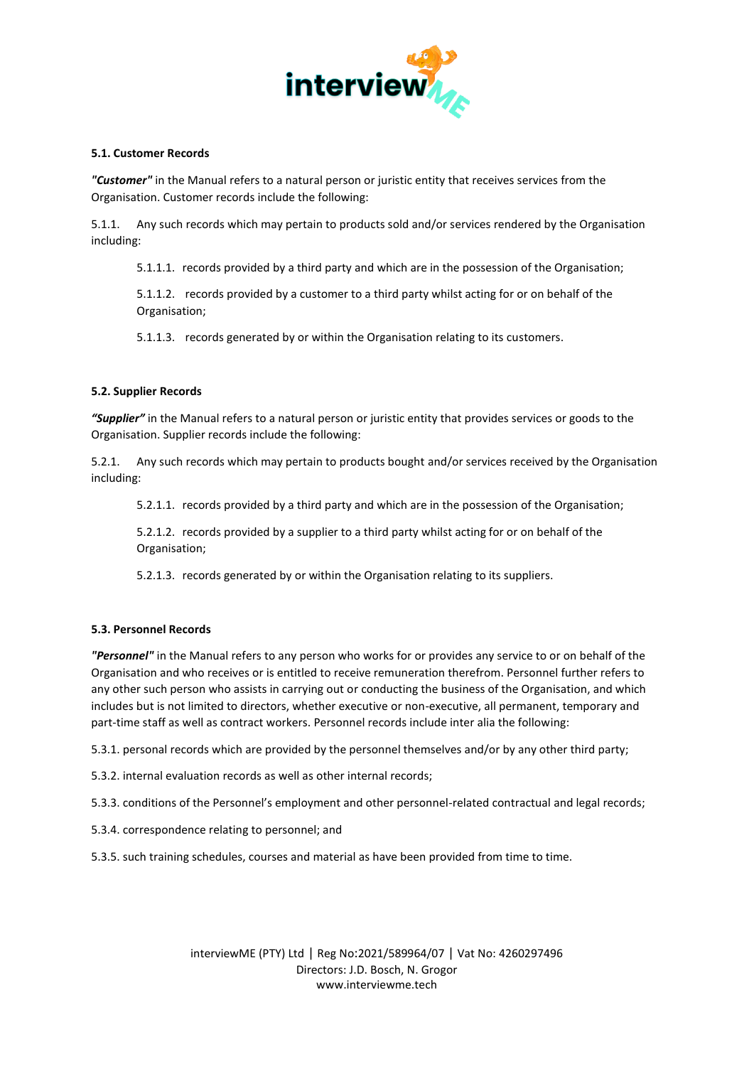#### 5.1. Customer Records

***"Customer"*** in the Manual refers to a natural person or juristic entity that receives services from the Organisation. Customer records include the following:

5.1.1. Any such records which may pertain to products sold and/or services rendered by the Organisation including:

5.1.1.1. records provided by a third party and which are in the possession of the Organisation;

5.1.1.2. records provided by a customer to a third party whilst acting for or on behalf of the Organisation;

5.1.1.3. records generated by or within the Organisation relating to its customers.

#### 5.2. Supplier Records

***"Supplier"*** in the Manual refers to a natural person or juristic entity that provides services or goods to the Organisation. Supplier records include the following:

5.2.1. Any such records which may pertain to products bought and/or services received by the Organisation including:

5.2.1.1. records provided by a third party and which are in the possession of the Organisation;

5.2.1.2. records provided by a supplier to a third party whilst acting for or on behalf of the Organisation;

5.2.1.3. records generated by or within the Organisation relating to its suppliers.

#### 5.3. Personnel Records

***"Personnel"*** in the Manual refers to any person who works for or provides any service to or on behalf of the Organisation and who receives or is entitled to receive remuneration therefrom. Personnel further refers to any other such person who assists in carrying out or conducting the business of the Organisation, and which includes but is not limited to directors, whether executive or non-executive, all permanent, temporary and part-time staff as well as contract workers. Personnel records include inter alia the following:

5.3.1. personal records which are provided by the personnel themselves and/or by any other third party;

5.3.2. internal evaluation records as well as other internal records;

5.3.3. conditions of the Personnel's employment and other personnel-related contractual and legal records;

5.3.4. correspondence relating to personnel; and

5.3.5. such training schedules, courses and material as have been provided from time to time.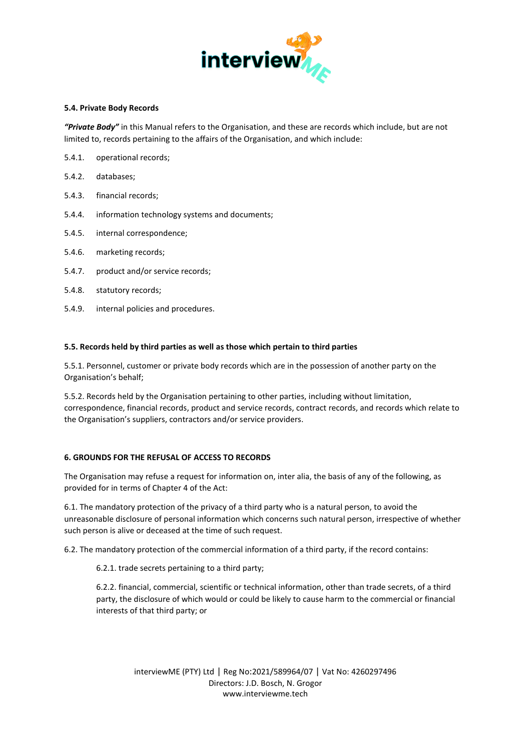**5.4. Private Body Records**

***"Private Body"*** in this Manual refers to the Organisation, and these are records which include, but are not limited to, records pertaining to the affairs of the Organisation, and which include:

5.4.1. operational records;

5.4.2. databases;

5.4.3. financial records;

5.4.4. information technology systems and documents;

5.4.5. internal correspondence;

5.4.6. marketing records;

5.4.7. product and/or service records;

5.4.8. statutory records;

5.4.9. internal policies and procedures.

**5.5. Records held by third parties as well as those which pertain to third parties**

5.5.1. Personnel, customer or private body records which are in the possession of another party on the Organisation's behalf;

5.5.2. Records held by the Organisation pertaining to other parties, including without limitation, correspondence, financial records, product and service records, contract records, and records which relate to the Organisation's suppliers, contractors and/or service providers.

**6. GROUNDS FOR THE REFUSAL OF ACCESS TO RECORDS**

The Organisation may refuse a request for information on, inter alia, the basis of any of the following, as provided for in terms of Chapter 4 of the Act:

6.1. The mandatory protection of the privacy of a third party who is a natural person, to avoid the unreasonable disclosure of personal information which concerns such natural person, irrespective of whether such person is alive or deceased at the time of such request.

6.2. The mandatory protection of the commercial information of a third party, if the record contains:

> 6.2.1. trade secrets pertaining to a third party;
>
> 6.2.2. financial, commercial, scientific or technical information, other than trade secrets, of a third party, the disclosure of which would or could be likely to cause harm to the commercial or financial interests of that third party; or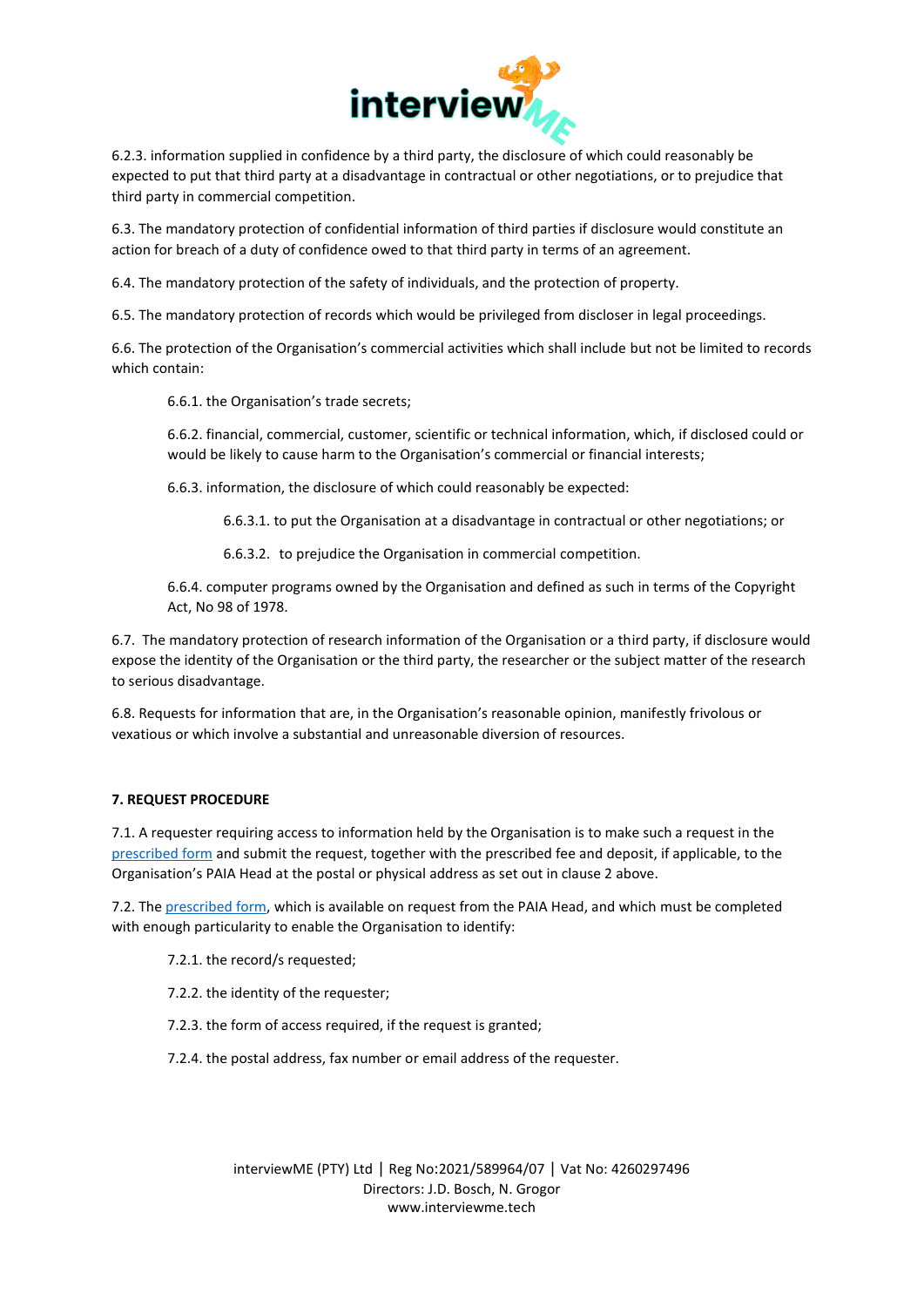6.2.3. information supplied in confidence by a third party, the disclosure of which could reasonably be expected to put that third party at a disadvantage in contractual or other negotiations, or to prejudice that third party in commercial competition.

6.3. The mandatory protection of confidential information of third parties if disclosure would constitute an action for breach of a duty of confidence owed to that third party in terms of an agreement.

6.4. The mandatory protection of the safety of individuals, and the protection of property.

6.5. The mandatory protection of records which would be privileged from discloser in legal proceedings.

6.6. The protection of the Organisation's commercial activities which shall include but not be limited to records which contain:

> 6.6.1. the Organisation's trade secrets;
>
> 6.6.2. financial, commercial, customer, scientific or technical information, which, if disclosed could or would be likely to cause harm to the Organisation's commercial or financial interests;
>
> 6.6.3. information, the disclosure of which could reasonably be expected:
>
> > 6.6.3.1. to put the Organisation at a disadvantage in contractual or other negotiations; or
> >
> > 6.6.3.2. to prejudice the Organisation in commercial competition.
>
> 6.6.4. computer programs owned by the Organisation and defined as such in terms of the Copyright Act, No 98 of 1978.

6.7. The mandatory protection of research information of the Organisation or a third party, if disclosure would expose the identity of the Organisation or the third party, the researcher or the subject matter of the research to serious disadvantage.

6.8. Requests for information that are, in the Organisation's reasonable opinion, manifestly frivolous or vexatious or which involve a substantial and unreasonable diversion of resources.

**7. REQUEST PROCEDURE**

7.1. A requester requiring access to information held by the Organisation is to make such a request in the prescribed form and submit the request, together with the prescribed fee and deposit, if applicable, to the Organisation's PAIA Head at the postal or physical address as set out in clause 2 above.

7.2. The prescribed form, which is available on request from the PAIA Head, and which must be completed with enough particularity to enable the Organisation to identify:

> 7.2.1. the record/s requested;
>
> 7.2.2. the identity of the requester;
>
> 7.2.3. the form of access required, if the request is granted;
>
> 7.2.4. the postal address, fax number or email address of the requester.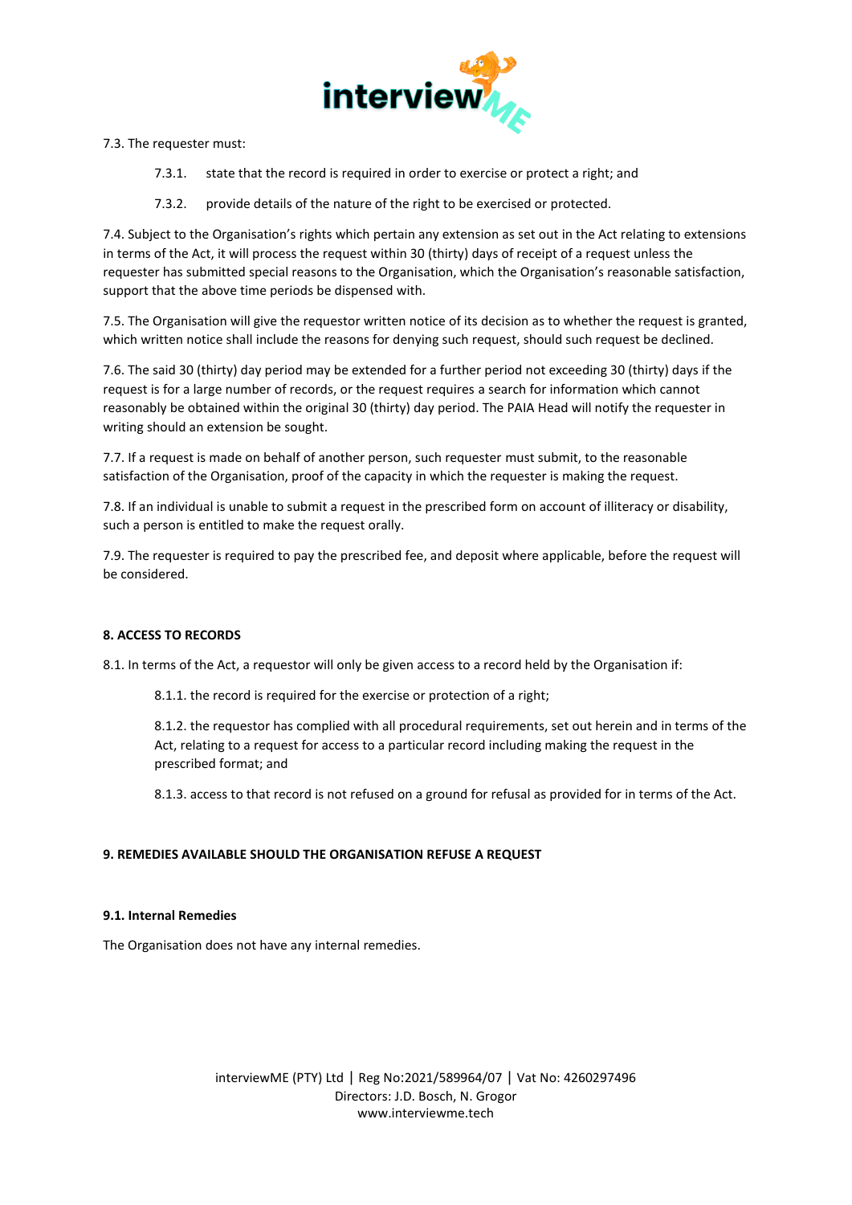7.3. The requester must:

7.3.1. state that the record is required in order to exercise or protect a right; and

7.3.2. provide details of the nature of the right to be exercised or protected.

7.4. Subject to the Organisation's rights which pertain any extension as set out in the Act relating to extensions in terms of the Act, it will process the request within 30 (thirty) days of receipt of a request unless the requester has submitted special reasons to the Organisation, which the Organisation's reasonable satisfaction, support that the above time periods be dispensed with.

7.5. The Organisation will give the requestor written notice of its decision as to whether the request is granted, which written notice shall include the reasons for denying such request, should such request be declined.

7.6. The said 30 (thirty) day period may be extended for a further period not exceeding 30 (thirty) days if the request is for a large number of records, or the request requires a search for information which cannot reasonably be obtained within the original 30 (thirty) day period. The PAIA Head will notify the requester in writing should an extension be sought.

7.7. If a request is made on behalf of another person, such requester must submit, to the reasonable satisfaction of the Organisation, proof of the capacity in which the requester is making the request.

7.8. If an individual is unable to submit a request in the prescribed form on account of illiteracy or disability, such a person is entitled to make the request orally.

7.9. The requester is required to pay the prescribed fee, and deposit where applicable, before the request will be considered.

**8. ACCESS TO RECORDS**

8.1. In terms of the Act, a requestor will only be given access to a record held by the Organisation if:

8.1.1. the record is required for the exercise or protection of a right;

8.1.2. the requestor has complied with all procedural requirements, set out herein and in terms of the Act, relating to a request for access to a particular record including making the request in the prescribed format; and

8.1.3. access to that record is not refused on a ground for refusal as provided for in terms of the Act.

**9. REMEDIES AVAILABLE SHOULD THE ORGANISATION REFUSE A REQUEST**

**9.1. Internal Remedies**

The Organisation does not have any internal remedies.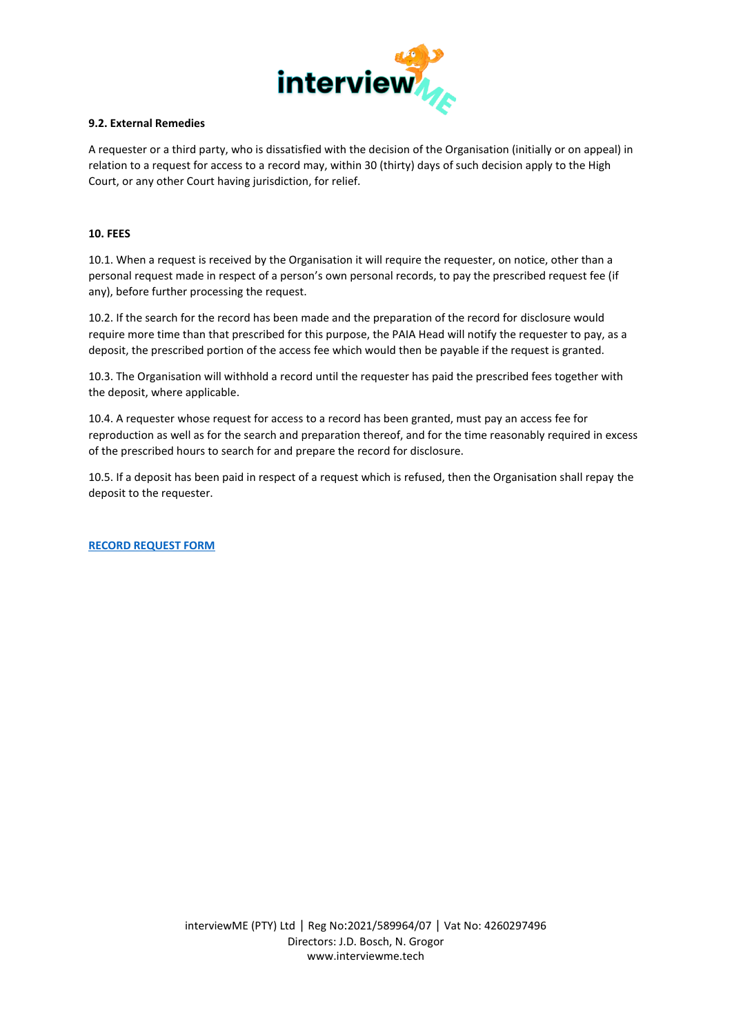**9.2. External Remedies**

A requester or a third party, who is dissatisfied with the decision of the Organisation (initially or on appeal) in relation to a request for access to a record may, within 30 (thirty) days of such decision apply to the High Court, or any other Court having jurisdiction, for relief.

**10. FEES**

10.1. When a request is received by the Organisation it will require the requester, on notice, other than a personal request made in respect of a person's own personal records, to pay the prescribed request fee (if any), before further processing the request.

10.2. If the search for the record has been made and the preparation of the record for disclosure would require more time than that prescribed for this purpose, the PAIA Head will notify the requester to pay, as a deposit, the prescribed portion of the access fee which would then be payable if the request is granted.

10.3. The Organisation will withhold a record until the requester has paid the prescribed fees together with the deposit, where applicable.

10.4. A requester whose request for access to a record has been granted, must pay an access fee for reproduction as well as for the search and preparation thereof, and for the time reasonably required in excess of the prescribed hours to search for and prepare the record for disclosure.

10.5. If a deposit has been paid in respect of a request which is refused, then the Organisation shall repay the deposit to the requester.

**RECORD REQUEST FORM**